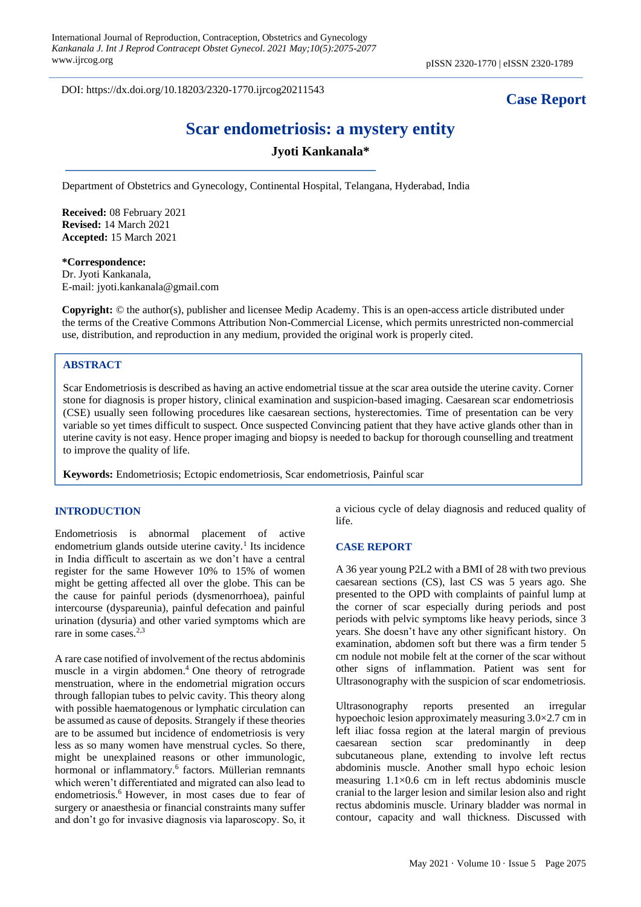DOI: https://dx.doi.org/10.18203/2320-1770.ijrcog20211543

**Case Report**

# Scar endometriosis: a mystery entity

**Jyoti Kankanala***

Department of Obstetrics and Gynecology, Continental Hospital, Telangana, Hyderabad, India

**Received:** 08 February 2021
**Revised:** 14 March 2021
**Accepted:** 15 March 2021

***Correspondence:**
Dr. Jyoti Kankanala,
E-mail: jyoti.kankanala@gmail.com

**Copyright:** © the author(s), publisher and licensee Medip Academy. This is an open-access article distributed under the terms of the Creative Commons Attribution Non-Commercial License, which permits unrestricted non-commercial use, distribution, and reproduction in any medium, provided the original work is properly cited.

## ABSTRACT

Scar Endometriosis is described as having an active endometrial tissue at the scar area outside the uterine cavity. Corner stone for diagnosis is proper history, clinical examination and suspicion-based imaging. Caesarean scar endometriosis (CSE) usually seen following procedures like caesarean sections, hysterectomies. Time of presentation can be very variable so yet times difficult to suspect. Once suspected Convincing patient that they have active glands other than in uterine cavity is not easy. Hence proper imaging and biopsy is needed to backup for thorough counselling and treatment to improve the quality of life.

**Keywords:** Endometriosis; Ectopic endometriosis, Scar endometriosis, Painful scar

## INTRODUCTION

Endometriosis is abnormal placement of active endometrium glands outside uterine cavity.[1] Its incidence in India difficult to ascertain as we don't have a central register for the same However 10% to 15% of women might be getting affected all over the globe. This can be the cause for painful periods (dysmenorrhoea), painful intercourse (dyspareunia), painful defecation and painful urination (dysuria) and other varied symptoms which are rare in some cases.[2,3]

A rare case notified of involvement of the rectus abdominis muscle in a virgin abdomen.[4] One theory of retrograde menstruation, where in the endometrial migration occurs through fallopian tubes to pelvic cavity. This theory along with possible haematogenous or lymphatic circulation can be assumed as cause of deposits. Strangely if these theories are to be assumed but incidence of endometriosis is very less as so many women have menstrual cycles. So there, might be unexplained reasons or other immunologic, hormonal or inflammatory.[6] factors. Müllerian remnants which weren't differentiated and migrated can also lead to endometriosis.[6] However, in most cases due to fear of surgery or anaesthesia or financial constraints many suffer and don't go for invasive diagnosis via laparoscopy. So, it a vicious cycle of delay diagnosis and reduced quality of life.

## CASE REPORT

A 36 year young P2L2 with a BMI of 28 with two previous caesarean sections (CS), last CS was 5 years ago. She presented to the OPD with complaints of painful lump at the corner of scar especially during periods and post periods with pelvic symptoms like heavy periods, since 3 years. She doesn't have any other significant history. On examination, abdomen soft but there was a firm tender 5 cm nodule not mobile felt at the corner of the scar without other signs of inflammation. Patient was sent for Ultrasonography with the suspicion of scar endometriosis.

Ultrasonography reports presented an irregular hypoechoic lesion approximately measuring 3.0×2.7 cm in left iliac fossa region at the lateral margin of previous caesarean section scar predominantly in deep subcutaneous plane, extending to involve left rectus abdominis muscle. Another small hypo echoic lesion measuring 1.1×0.6 cm in left rectus abdominis muscle cranial to the larger lesion and similar lesion also and right rectus abdominis muscle. Urinary bladder was normal in contour, capacity and wall thickness. Discussed with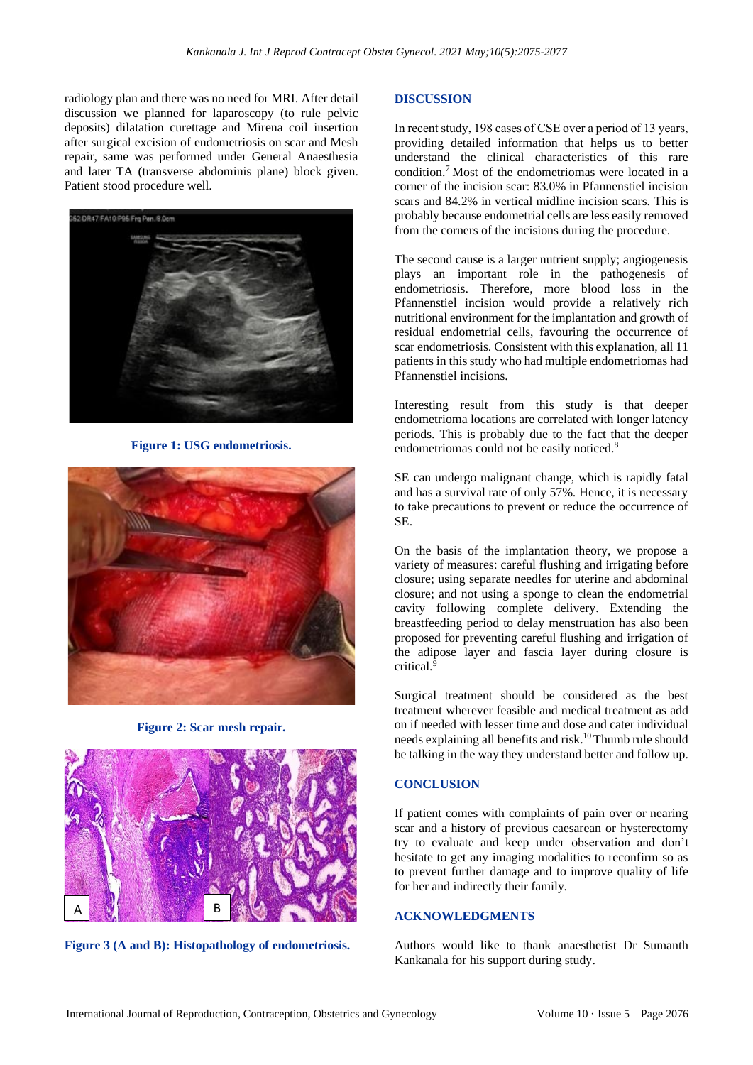radiology plan and there was no need for MRI. After detail discussion we planned for laparoscopy (to rule pelvic deposits) dilatation curettage and Mirena coil insertion after surgical excision of endometriosis on scar and Mesh repair, same was performed under General Anaesthesia and later TA (transverse abdominis plane) block given. Patient stood procedure well.

Figure 1: USG endometriosis.

Figure 2: Scar mesh repair.

Figure 3 (A and B): Histopathology of endometriosis.

## DISCUSSION

In recent study, 198 cases of CSE over a period of 13 years, providing detailed information that helps us to better understand the clinical characteristics of this rare condition.[7] Most of the endometriomas were located in a corner of the incision scar: 83.0% in Pfannenstiel incision scars and 84.2% in vertical midline incision scars. This is probably because endometrial cells are less easily removed from the corners of the incisions during the procedure.

The second cause is a larger nutrient supply; angiogenesis plays an important role in the pathogenesis of endometriosis. Therefore, more blood loss in the Pfannenstiel incision would provide a relatively rich nutritional environment for the implantation and growth of residual endometrial cells, favouring the occurrence of scar endometriosis. Consistent with this explanation, all 11 patients in this study who had multiple endometriomas had Pfannenstiel incisions.

Interesting result from this study is that deeper endometrioma locations are correlated with longer latency periods. This is probably due to the fact that the deeper endometriomas could not be easily noticed.[8]

SE can undergo malignant change, which is rapidly fatal and has a survival rate of only 57%. Hence, it is necessary to take precautions to prevent or reduce the occurrence of SE.

On the basis of the implantation theory, we propose a variety of measures: careful flushing and irrigating before closure; using separate needles for uterine and abdominal closure; and not using a sponge to clean the endometrial cavity following complete delivery. Extending the breastfeeding period to delay menstruation has also been proposed for preventing careful flushing and irrigation of the adipose layer and fascia layer during closure is critical.[9]

Surgical treatment should be considered as the best treatment wherever feasible and medical treatment as add on if needed with lesser time and dose and cater individual needs explaining all benefits and risk.[10] Thumb rule should be talking in the way they understand better and follow up.

## CONCLUSION

If patient comes with complaints of pain over or nearing scar and a history of previous caesarean or hysterectomy try to evaluate and keep under observation and don't hesitate to get any imaging modalities to reconfirm so as to prevent further damage and to improve quality of life for her and indirectly their family.

## ACKNOWLEDGMENTS

Authors would like to thank anaesthetist Dr Sumanth Kankanala for his support during study.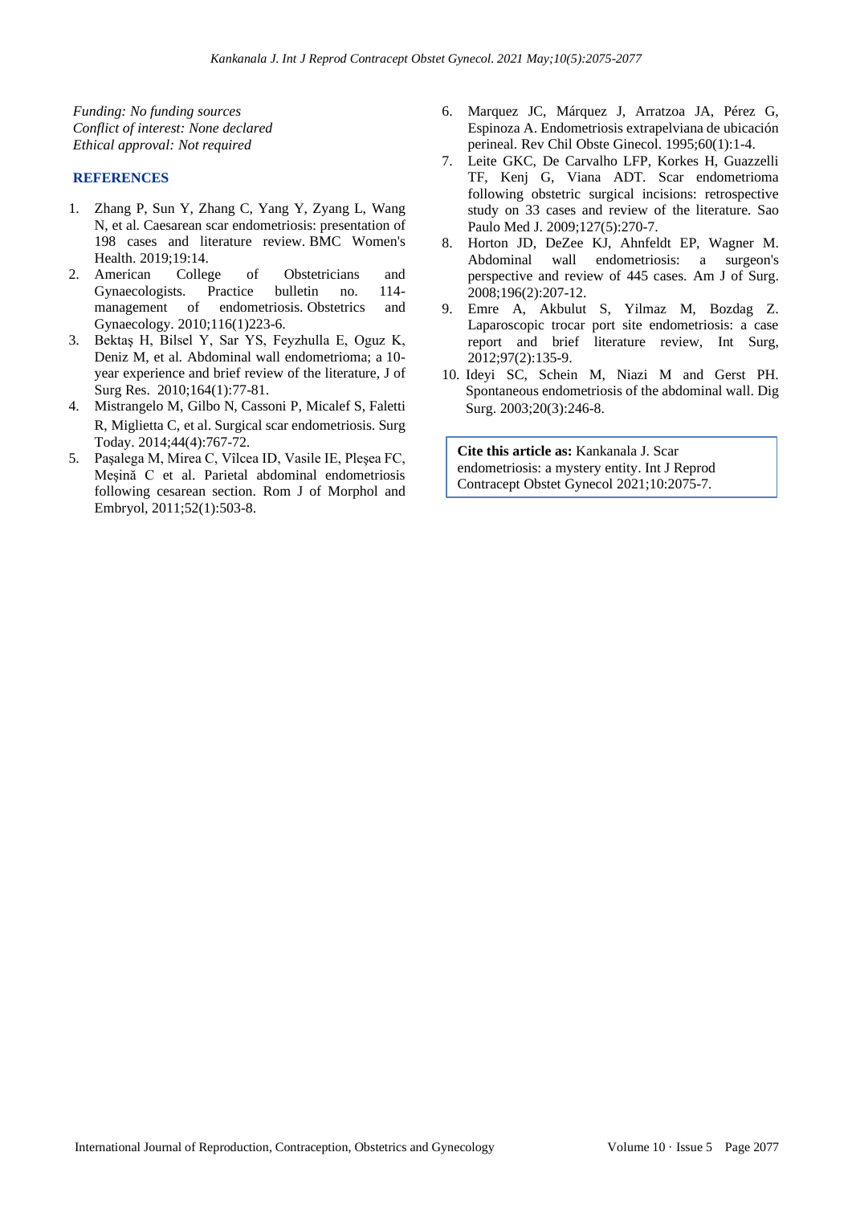*Funding: No funding sources*
*Conflict of interest: None declared*
*Ethical approval: Not required*

## REFERENCES

1. Zhang P, Sun Y, Zhang C, Yang Y, Zyang L, Wang N, et al. Caesarean scar endometriosis: presentation of 198 cases and literature review. BMC Women's Health. 2019;19:14.
2. American College of Obstetricians and Gynaecologists. Practice bulletin no. 114- management of endometriosis. Obstetrics and Gynaecology. 2010;116(1)223-6.
3. Bektaş H, Bilsel Y, Sar YS, Feyzhulla E, Oguz K, Deniz M, et al. Abdominal wall endometrioma; a 10-year experience and brief review of the literature, J of Surg Res. 2010;164(1):77-81.
4. Mistrangelo M, Gilbo N, Cassoni P, Micalef S, Faletti R, Miglietta C, et al. Surgical scar endometriosis. Surg Today. 2014;44(4):767-72.
5. Paşalega M, Mirea C, Vîlcea ID, Vasile IE, Pleşea FC, Meşină C et al. Parietal abdominal endometriosis following cesarean section. Rom J of Morphol and Embryol, 2011;52(1):503-8.
6. Marquez JC, Márquez J, Arratzoa JA, Pérez G, Espinoza A. Endometriosis extrapelviana de ubicación perineal. Rev Chil Obste Ginecol. 1995;60(1):1-4.
7. Leite GKC, De Carvalho LFP, Korkes H, Guazzelli TF, Kenj G, Viana ADT. Scar endometrioma following obstetric surgical incisions: retrospective study on 33 cases and review of the literature. Sao Paulo Med J. 2009;127(5):270-7.
8. Horton JD, DeZee KJ, Ahnfeldt EP, Wagner M. Abdominal wall endometriosis: a surgeon's perspective and review of 445 cases. Am J of Surg. 2008;196(2):207-12.
9. Emre A, Akbulut S, Yilmaz M, Bozdag Z. Laparoscopic trocar port site endometriosis: a case report and brief literature review, Int Surg, 2012;97(2):135-9.
10. Ideyi SC, Schein M, Niazi M and Gerst PH. Spontaneous endometriosis of the abdominal wall. Dig Surg. 2003;20(3):246-8.

**Cite this article as:** Kankanala J. Scar endometriosis: a mystery entity. Int J Reprod Contracept Obstet Gynecol 2021;10:2075-7.